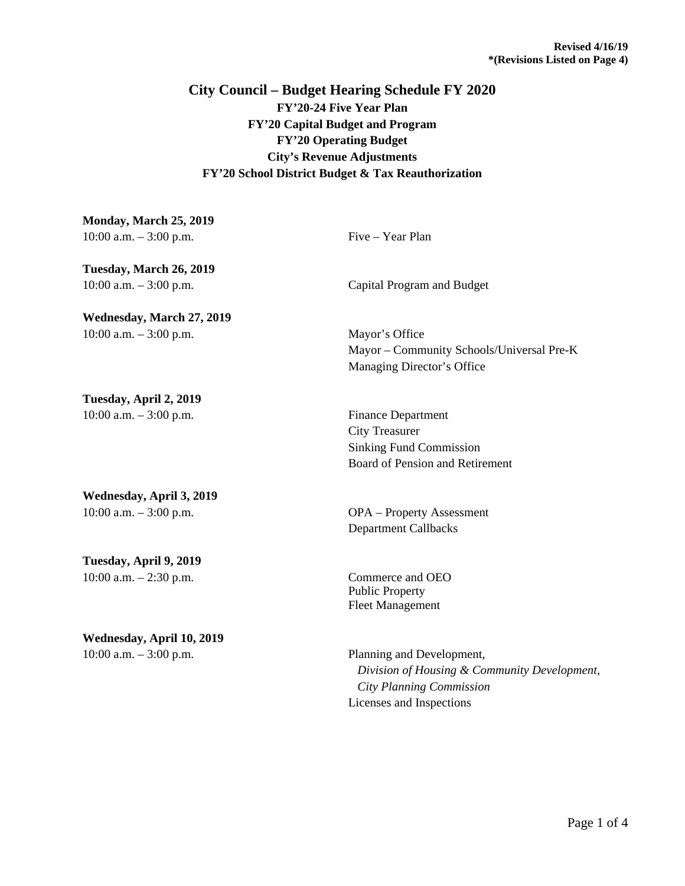**Revised 4/16/19**
**\*(Revisions Listed on Page 4)**

# City Council – Budget Hearing Schedule FY 2020

**FY'20-24 Five Year Plan**
**FY'20 Capital Budget and Program**
**FY'20 Operating Budget**
**City's Revenue Adjustments**
**FY'20 School District Budget & Tax Reauthorization**

**Monday, March 25, 2019**
10:00 a.m. – 3:00 p.m. — Five – Year Plan

**Tuesday, March 26, 2019**
10:00 a.m. – 3:00 p.m. — Capital Program and Budget

**Wednesday, March 27, 2019**
10:00 a.m. – 3:00 p.m.
- Mayor's Office
- Mayor – Community Schools/Universal Pre-K
- Managing Director's Office

**Tuesday, April 2, 2019**
10:00 a.m. – 3:00 p.m.
- Finance Department
- City Treasurer
- Sinking Fund Commission
- Board of Pension and Retirement

**Wednesday, April 3, 2019**
10:00 a.m. – 3:00 p.m.
- OPA – Property Assessment
- Department Callbacks

**Tuesday, April 9, 2019**
10:00 a.m. – 2:30 p.m.
- Commerce and OEO
- Public Property
- Fleet Management

**Wednesday, April 10, 2019**
10:00 a.m. – 3:00 p.m.
- Planning and Development,
  - *Division of Housing & Community Development,*
  - *City Planning Commission*
- Licenses and Inspections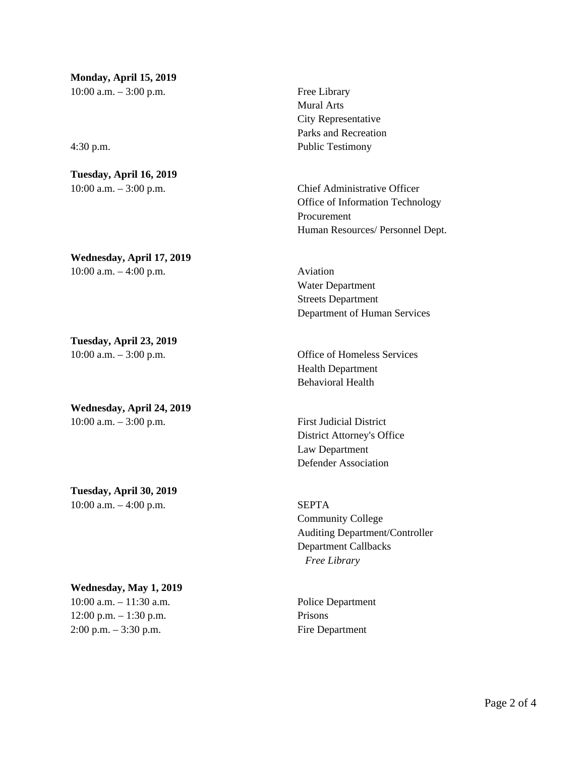**Monday, April 15, 2019**

10:00 a.m. – 3:00 p.m.
Free Library
Mural Arts
City Representative
Parks and Recreation

4:30 p.m.
Public Testimony

**Tuesday, April 16, 2019**

10:00 a.m. – 3:00 p.m.
Chief Administrative Officer
Office of Information Technology
Procurement
Human Resources/ Personnel Dept.

**Wednesday, April 17, 2019**

10:00 a.m. – 4:00 p.m.
Aviation
Water Department
Streets Department
Department of Human Services

**Tuesday, April 23, 2019**

10:00 a.m. – 3:00 p.m.
Office of Homeless Services
Health Department
Behavioral Health

**Wednesday, April 24, 2019**

10:00 a.m. – 3:00 p.m.
First Judicial District
District Attorney's Office
Law Department
Defender Association

**Tuesday, April 30, 2019**

10:00 a.m. – 4:00 p.m.
SEPTA
Community College
Auditing Department/Controller
Department Callbacks
*Free Library*

**Wednesday, May 1, 2019**

10:00 a.m. – 11:30 a.m. Police Department
12:00 p.m. – 1:30 p.m. Prisons
2:00 p.m. – 3:30 p.m. Fire Department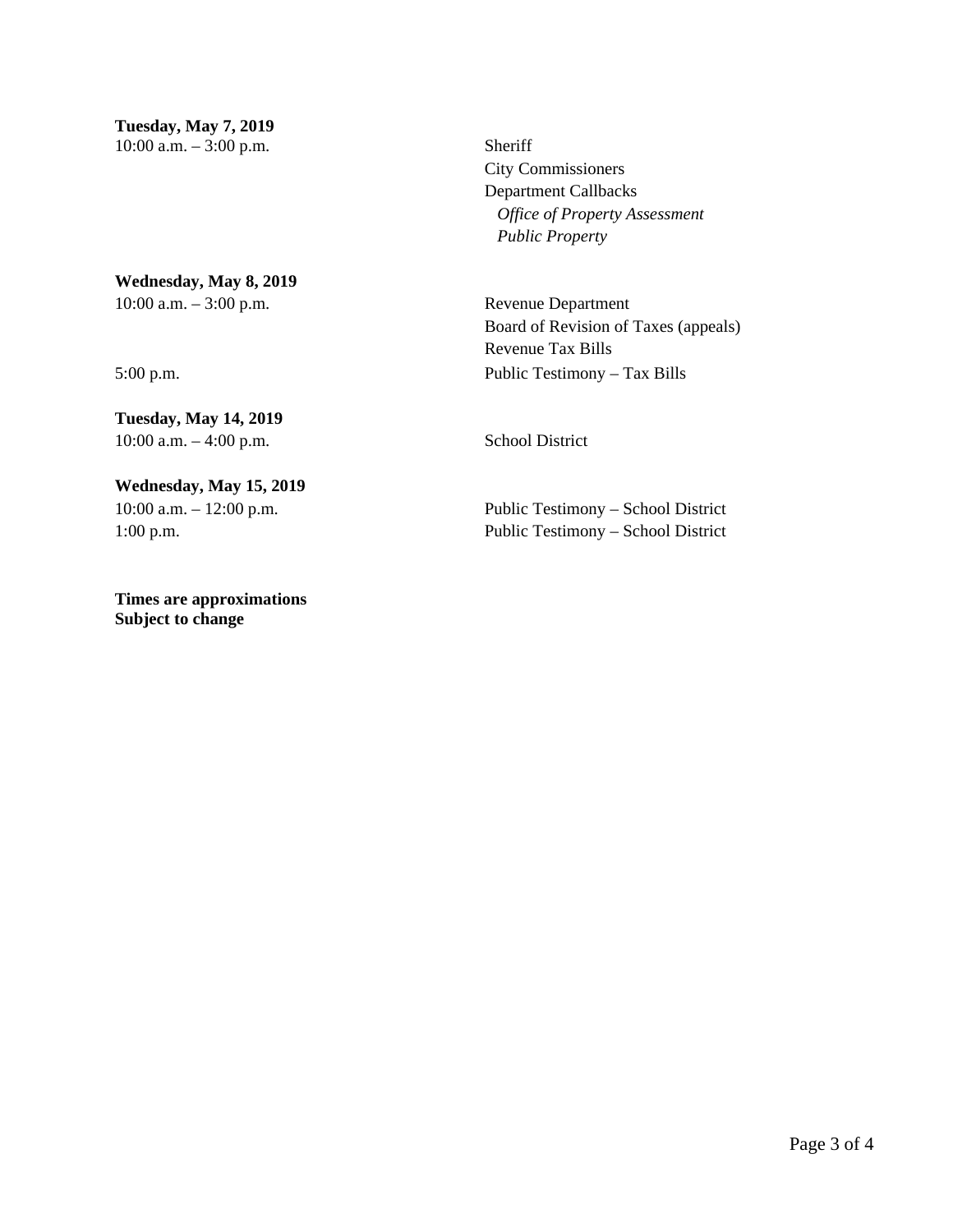**Tuesday, May 7, 2019**

| | |
|---|---|
| 10:00 a.m. – 3:00 p.m. | Sheriff |
| | City Commissioners |
| | Department Callbacks |
| | *Office of Property Assessment* |
| | *Public Property* |

**Wednesday, May 8, 2019**

| | |
|---|---|
| 10:00 a.m. – 3:00 p.m. | Revenue Department |
| | Board of Revision of Taxes (appeals) |
| | Revenue Tax Bills |
| 5:00 p.m. | Public Testimony – Tax Bills |

**Tuesday, May 14, 2019**

| | |
|---|---|
| 10:00 a.m. – 4:00 p.m. | School District |

**Wednesday, May 15, 2019**

| | |
|---|---|
| 10:00 a.m. – 12:00 p.m. | Public Testimony – School District |
| 1:00 p.m. | Public Testimony – School District |

**Times are approximations**
**Subject to change**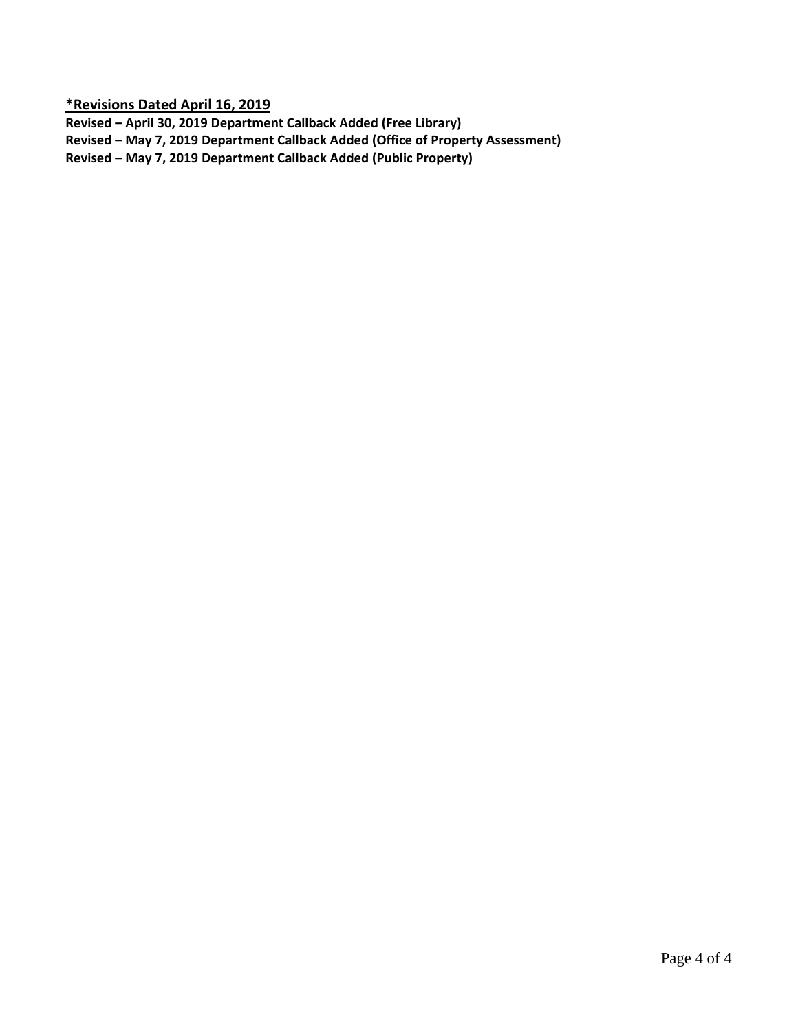**<u>*Revisions Dated April 16, 2019</u>**

**Revised – April 30, 2019 Department Callback Added (Free Library)**
**Revised – May 7, 2019 Department Callback Added (Office of Property Assessment)**
**Revised – May 7, 2019 Department Callback Added (Public Property)**